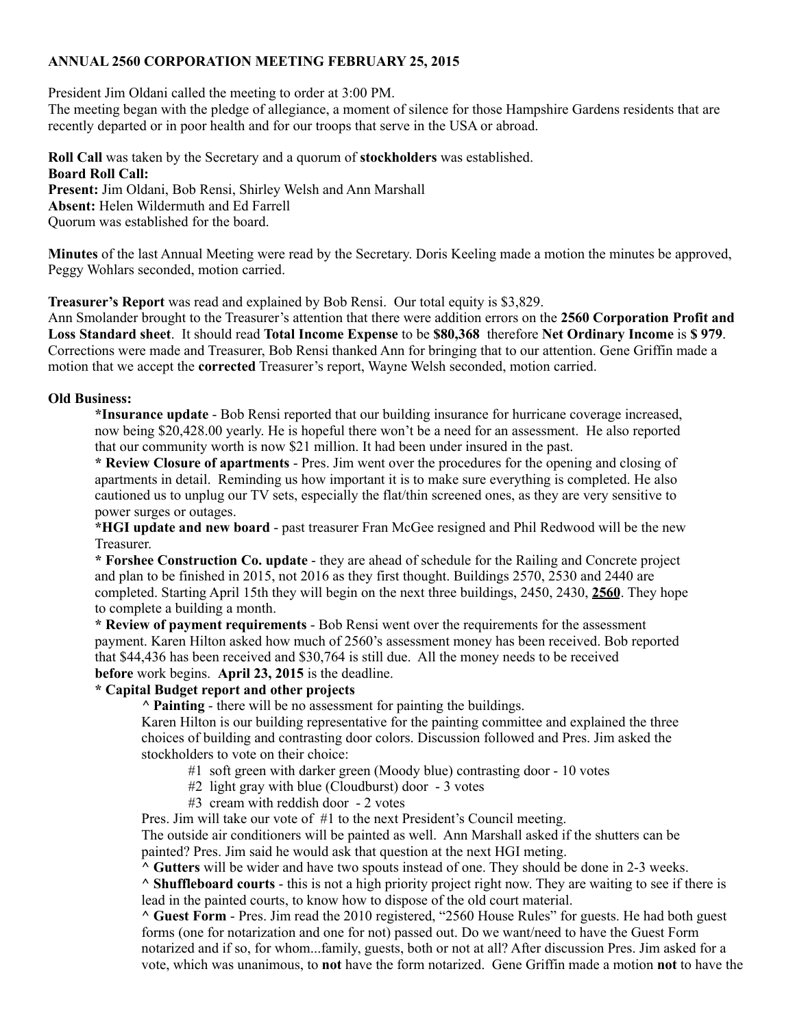**ANNUAL 2560 CORPORATION MEETING FEBRUARY 25, 2015**

President Jim Oldani called the meeting to order at 3:00 PM.
The meeting began with the pledge of allegiance, a moment of silence for those Hampshire Gardens residents that are recently departed or in poor health and for our troops that serve in the USA or abroad.

**Roll Call** was taken by the Secretary and a quorum of **stockholders** was established.
**Board Roll Call:**
**Present:** Jim Oldani, Bob Rensi, Shirley Welsh and Ann Marshall
**Absent:** Helen Wildermuth and Ed Farrell
Quorum was established for the board.

**Minutes** of the last Annual Meeting were read by the Secretary. Doris Keeling made a motion the minutes be approved, Peggy Wohlars seconded, motion carried.

**Treasurer's Report** was read and explained by Bob Rensi. Our total equity is $3,829.
Ann Smolander brought to the Treasurer's attention that there were addition errors on the **2560 Corporation Profit and Loss Standard sheet**. It should read **Total Income Expense** to be **$80,368** therefore **Net Ordinary Income** is **$ 979**. Corrections were made and Treasurer, Bob Rensi thanked Ann for bringing that to our attention. Gene Griffin made a motion that we accept the **corrected** Treasurer's report, Wayne Welsh seconded, motion carried.

**Old Business:**

**\*Insurance update** - Bob Rensi reported that our building insurance for hurricane coverage increased, now being $20,428.00 yearly. He is hopeful there won't be a need for an assessment. He also reported that our community worth is now $21 million. It had been under insured in the past.

**\* Review Closure of apartments** - Pres. Jim went over the procedures for the opening and closing of apartments in detail. Reminding us how important it is to make sure everything is completed. He also cautioned us to unplug our TV sets, especially the flat/thin screened ones, as they are very sensitive to power surges or outages.

**\*HGI update and new board** - past treasurer Fran McGee resigned and Phil Redwood will be the new Treasurer.

**\* Forshee Construction Co. update** - they are ahead of schedule for the Railing and Concrete project and plan to be finished in 2015, not 2016 as they first thought. Buildings 2570, 2530 and 2440 are completed. Starting April 15th they will begin on the next three buildings, 2450, 2430, **<u>2560</u>**. They hope to complete a building a month.

**\* Review of payment requirements** - Bob Rensi went over the requirements for the assessment payment. Karen Hilton asked how much of 2560's assessment money has been received. Bob reported that $44,436 has been received and $30,764 is still due. All the money needs to be received **before** work begins. **April 23, 2015** is the deadline.

**\* Capital Budget report and other projects**

**^ Painting** - there will be no assessment for painting the buildings.
Karen Hilton is our building representative for the painting committee and explained the three choices of building and contrasting door colors. Discussion followed and Pres. Jim asked the stockholders to vote on their choice:

#1 soft green with darker green (Moody blue) contrasting door - 10 votes
#2 light gray with blue (Cloudburst) door - 3 votes
#3 cream with reddish door - 2 votes

Pres. Jim will take our vote of #1 to the next President's Council meeting.
The outside air conditioners will be painted as well. Ann Marshall asked if the shutters can be painted? Pres. Jim said he would ask that question at the next HGI meting.

**^ Gutters** will be wider and have two spouts instead of one. They should be done in 2-3 weeks.

**^ Shuffleboard courts** - this is not a high priority project right now. They are waiting to see if there is lead in the painted courts, to know how to dispose of the old court material.

**^ Guest Form** - Pres. Jim read the 2010 registered, "2560 House Rules" for guests. He had both guest forms (one for notarization and one for not) passed out. Do we want/need to have the Guest Form notarized and if so, for whom...family, guests, both or not at all? After discussion Pres. Jim asked for a vote, which was unanimous, to **not** have the form notarized. Gene Griffin made a motion **not** to have the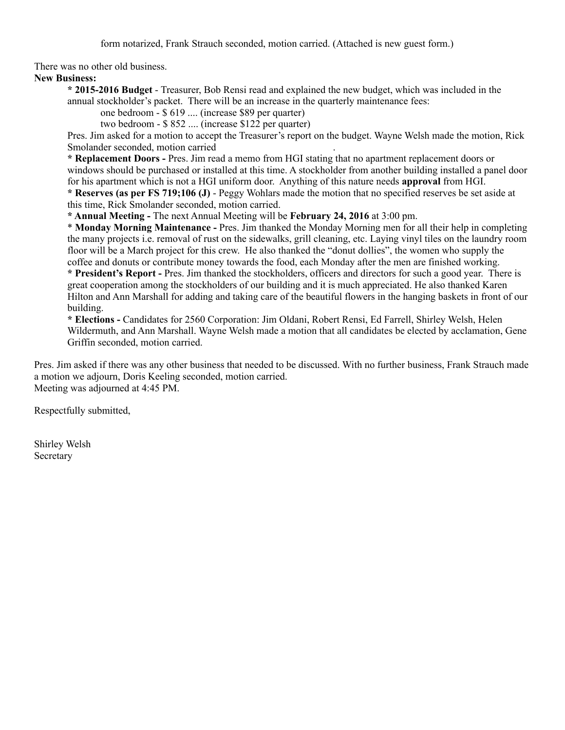form notarized, Frank Strauch seconded, motion carried. (Attached is new guest form.)

There was no other old business.

**New Business:**

*** 2015-2016 Budget** - Treasurer, Bob Rensi read and explained the new budget, which was included in the annual stockholder's packet. There will be an increase in the quarterly maintenance fees:

one bedroom - $ 619 .... (increase $89 per quarter)

two bedroom - $ 852 .... (increase $122 per quarter)

Pres. Jim asked for a motion to accept the Treasurer's report on the budget. Wayne Welsh made the motion, Rick Smolander seconded, motion carried .

*** Replacement Doors -** Pres. Jim read a memo from HGI stating that no apartment replacement doors or windows should be purchased or installed at this time. A stockholder from another building installed a panel door for his apartment which is not a HGI uniform door. Anything of this nature needs **approval** from HGI.

*** Reserves (as per FS 719;106 (J)** - Peggy Wohlars made the motion that no specified reserves be set aside at this time, Rick Smolander seconded, motion carried.

*** Annual Meeting -** The next Annual Meeting will be **February 24, 2016** at 3:00 pm.

* **Monday Morning Maintenance -** Pres. Jim thanked the Monday Morning men for all their help in completing the many projects i.e. removal of rust on the sidewalks, grill cleaning, etc. Laying vinyl tiles on the laundry room floor will be a March project for this crew. He also thanked the "donut dollies", the women who supply the coffee and donuts or contribute money towards the food, each Monday after the men are finished working.

**\* President's Report -** Pres. Jim thanked the stockholders, officers and directors for such a good year. There is great cooperation among the stockholders of our building and it is much appreciated. He also thanked Karen Hilton and Ann Marshall for adding and taking care of the beautiful flowers in the hanging baskets in front of our building.

**\* Elections -** Candidates for 2560 Corporation: Jim Oldani, Robert Rensi, Ed Farrell, Shirley Welsh, Helen Wildermuth, and Ann Marshall. Wayne Welsh made a motion that all candidates be elected by acclamation, Gene Griffin seconded, motion carried.

Pres. Jim asked if there was any other business that needed to be discussed. With no further business, Frank Strauch made a motion we adjourn, Doris Keeling seconded, motion carried.
Meeting was adjourned at 4:45 PM.

Respectfully submitted,

Shirley Welsh
Secretary